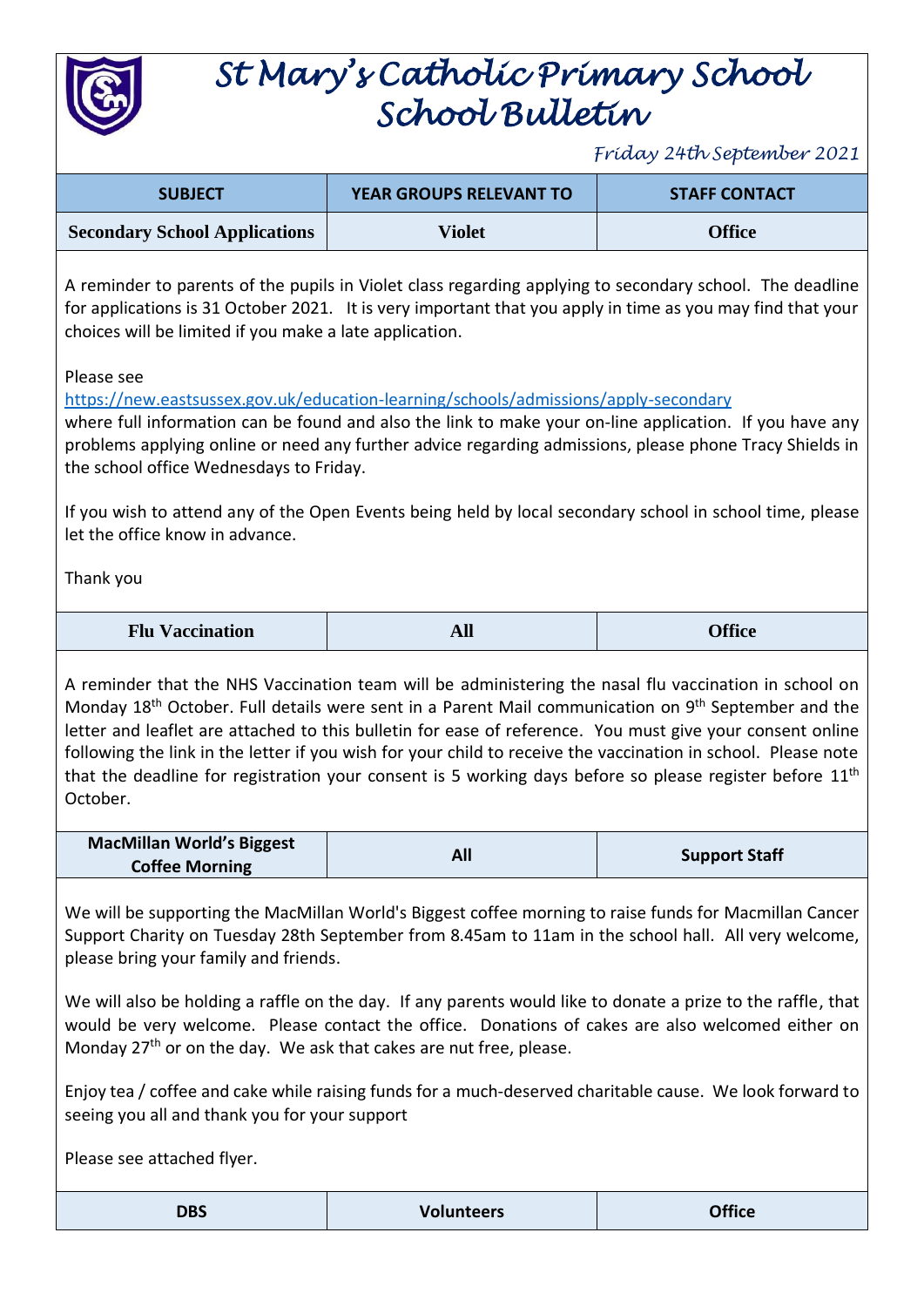# St Mary's Catholic Primary School
# School Bulletin

*Friday 24th September 2021*

| SUBJECT | YEAR GROUPS RELEVANT TO | STAFF CONTACT |
|---|---|---|
| **Secondary School Applications** | **Violet** | **Office** |

A reminder to parents of the pupils in Violet class regarding applying to secondary school. The deadline for applications is 31 October 2021. It is very important that you apply in time as you may find that your choices will be limited if you make a late application.

Please see
https://new.eastsussex.gov.uk/education-learning/schools/admissions/apply-secondary
where full information can be found and also the link to make your on-line application. If you have any problems applying online or need any further advice regarding admissions, please phone Tracy Shields in the school office Wednesdays to Friday.

If you wish to attend any of the Open Events being held by local secondary school in school time, please let the office know in advance.

Thank you

| **Flu Vaccination** | **All** | **Office** |
|---|---|---|

A reminder that the NHS Vaccination team will be administering the nasal flu vaccination in school on Monday 18th October. Full details were sent in a Parent Mail communication on 9th September and the letter and leaflet are attached to this bulletin for ease of reference. You must give your consent online following the link in the letter if you wish for your child to receive the vaccination in school. Please note that the deadline for registration your consent is 5 working days before so please register before 11th October.

| **MacMillan World's Biggest Coffee Morning** | **All** | **Support Staff** |
|---|---|---|

We will be supporting the MacMillan World's Biggest coffee morning to raise funds for Macmillan Cancer Support Charity on Tuesday 28th September from 8.45am to 11am in the school hall. All very welcome, please bring your family and friends.

We will also be holding a raffle on the day. If any parents would like to donate a prize to the raffle, that would be very welcome. Please contact the office. Donations of cakes are also welcomed either on Monday 27th or on the day. We ask that cakes are nut free, please.

Enjoy tea / coffee and cake while raising funds for a much-deserved charitable cause. We look forward to seeing you all and thank you for your support

Please see attached flyer.

| **DBS** | **Volunteers** | **Office** |
|---|---|---|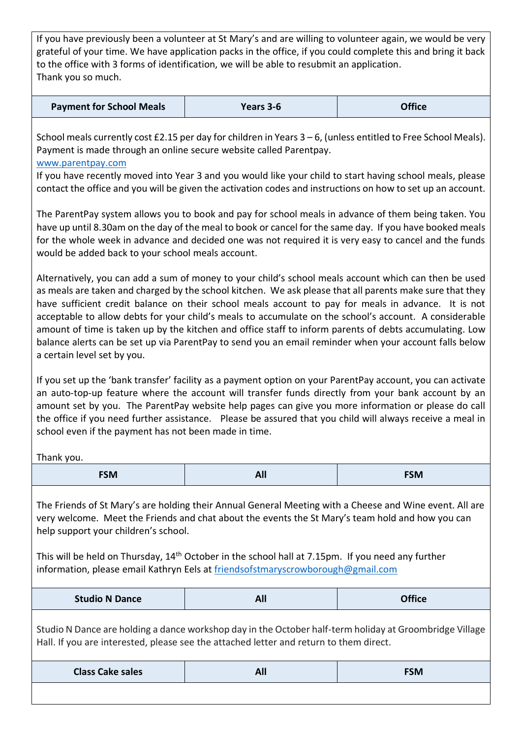If you have previously been a volunteer at St Mary's and are willing to volunteer again, we would be very grateful of your time. We have application packs in the office, if you could complete this and bring it back to the office with 3 forms of identification, we will be able to resubmit an application.
Thank you so much.

| Payment for School Meals | Years 3-6 | Office |
|---|---|---|

School meals currently cost £2.15 per day for children in Years 3 – 6, (unless entitled to Free School Meals). Payment is made through an online secure website called Parentpay.
www.parentpay.com
If you have recently moved into Year 3 and you would like your child to start having school meals, please contact the office and you will be given the activation codes and instructions on how to set up an account.

The ParentPay system allows you to book and pay for school meals in advance of them being taken. You have up until 8.30am on the day of the meal to book or cancel for the same day. If you have booked meals for the whole week in advance and decided one was not required it is very easy to cancel and the funds would be added back to your school meals account.

Alternatively, you can add a sum of money to your child's school meals account which can then be used as meals are taken and charged by the school kitchen. We ask please that all parents make sure that they have sufficient credit balance on their school meals account to pay for meals in advance. It is not acceptable to allow debts for your child's meals to accumulate on the school's account. A considerable amount of time is taken up by the kitchen and office staff to inform parents of debts accumulating. Low balance alerts can be set up via ParentPay to send you an email reminder when your account falls below a certain level set by you.

If you set up the 'bank transfer' facility as a payment option on your ParentPay account, you can activate an auto-top-up feature where the account will transfer funds directly from your bank account by an amount set by you. The ParentPay website help pages can give you more information or please do call the office if you need further assistance. Please be assured that you child will always receive a meal in school even if the payment has not been made in time.

Thank you.

| FSM | All | FSM |
|---|---|---|

The Friends of St Mary's are holding their Annual General Meeting with a Cheese and Wine event. All are very welcome. Meet the Friends and chat about the events the St Mary's team hold and how you can help support your children's school.

This will be held on Thursday, 14th October in the school hall at 7.15pm. If you need any further information, please email Kathryn Eels at friendsofstmaryscrowborough@gmail.com

| Studio N Dance | All | Office |
|---|---|---|

Studio N Dance are holding a dance workshop day in the October half-term holiday at Groombridge Village Hall. If you are interested, please see the attached letter and return to them direct.

| Class Cake sales | All | FSM |
|---|---|---|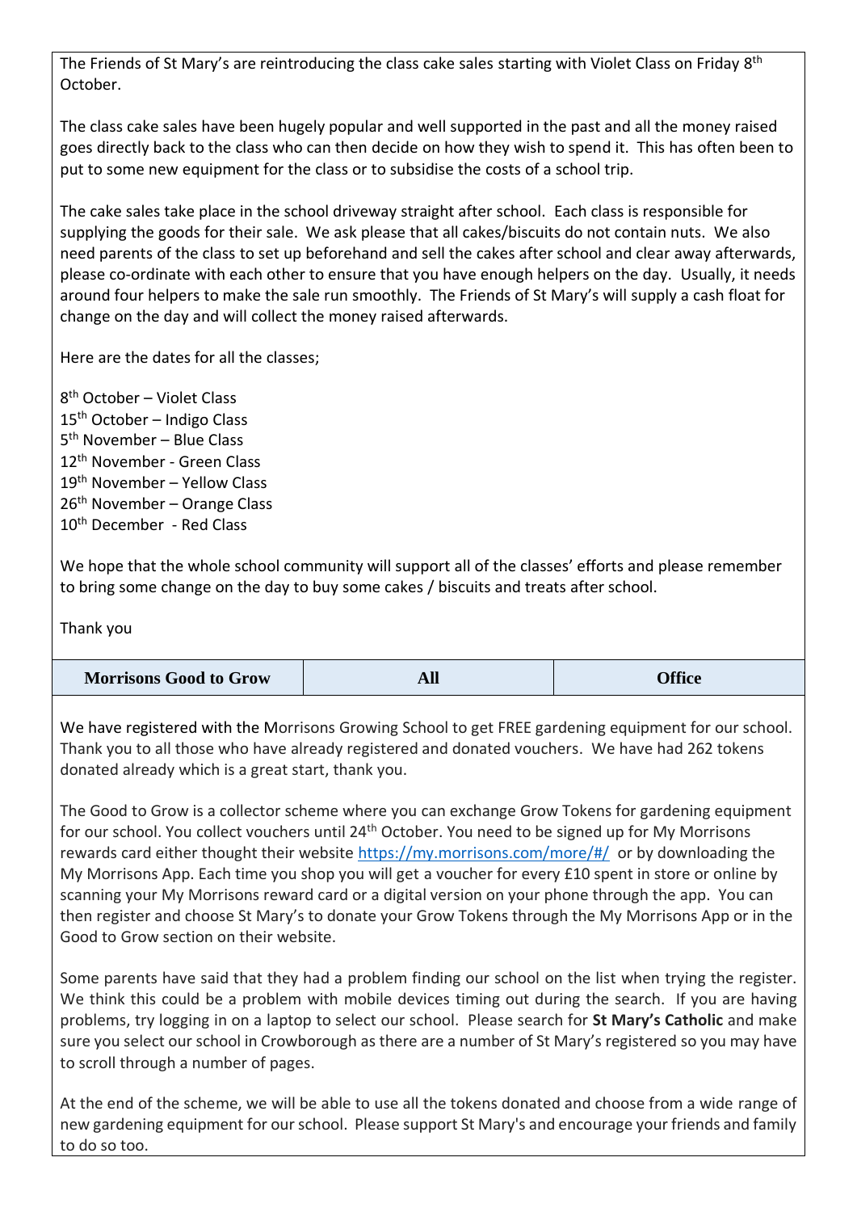The Friends of St Mary's are reintroducing the class cake sales starting with Violet Class on Friday 8th October.

The class cake sales have been hugely popular and well supported in the past and all the money raised goes directly back to the class who can then decide on how they wish to spend it. This has often been to put to some new equipment for the class or to subsidise the costs of a school trip.

The cake sales take place in the school driveway straight after school. Each class is responsible for supplying the goods for their sale. We ask please that all cakes/biscuits do not contain nuts. We also need parents of the class to set up beforehand and sell the cakes after school and clear away afterwards, please co-ordinate with each other to ensure that you have enough helpers on the day. Usually, it needs around four helpers to make the sale run smoothly. The Friends of St Mary's will supply a cash float for change on the day and will collect the money raised afterwards.

Here are the dates for all the classes;

8th October – Violet Class
15th October – Indigo Class
5th November – Blue Class
12th November - Green Class
19th November – Yellow Class
26th November – Orange Class
10th December - Red Class

We hope that the whole school community will support all of the classes' efforts and please remember to bring some change on the day to buy some cakes / biscuits and treats after school.

Thank you

| **Morrisons Good to Grow** | **All** | **Office** |
|---|---|---|

We have registered with the Morrisons Growing School to get FREE gardening equipment for our school. Thank you to all those who have already registered and donated vouchers. We have had 262 tokens donated already which is a great start, thank you.

The Good to Grow is a collector scheme where you can exchange Grow Tokens for gardening equipment for our school. You collect vouchers until 24th October. You need to be signed up for My Morrisons rewards card either thought their website https://my.morrisons.com/more/#/ or by downloading the My Morrisons App. Each time you shop you will get a voucher for every £10 spent in store or online by scanning your My Morrisons reward card or a digital version on your phone through the app. You can then register and choose St Mary's to donate your Grow Tokens through the My Morrisons App or in the Good to Grow section on their website.

Some parents have said that they had a problem finding our school on the list when trying the register. We think this could be a problem with mobile devices timing out during the search. If you are having problems, try logging in on a laptop to select our school. Please search for **St Mary's Catholic** and make sure you select our school in Crowborough as there are a number of St Mary's registered so you may have to scroll through a number of pages.

At the end of the scheme, we will be able to use all the tokens donated and choose from a wide range of new gardening equipment for our school. Please support St Mary's and encourage your friends and family to do so too.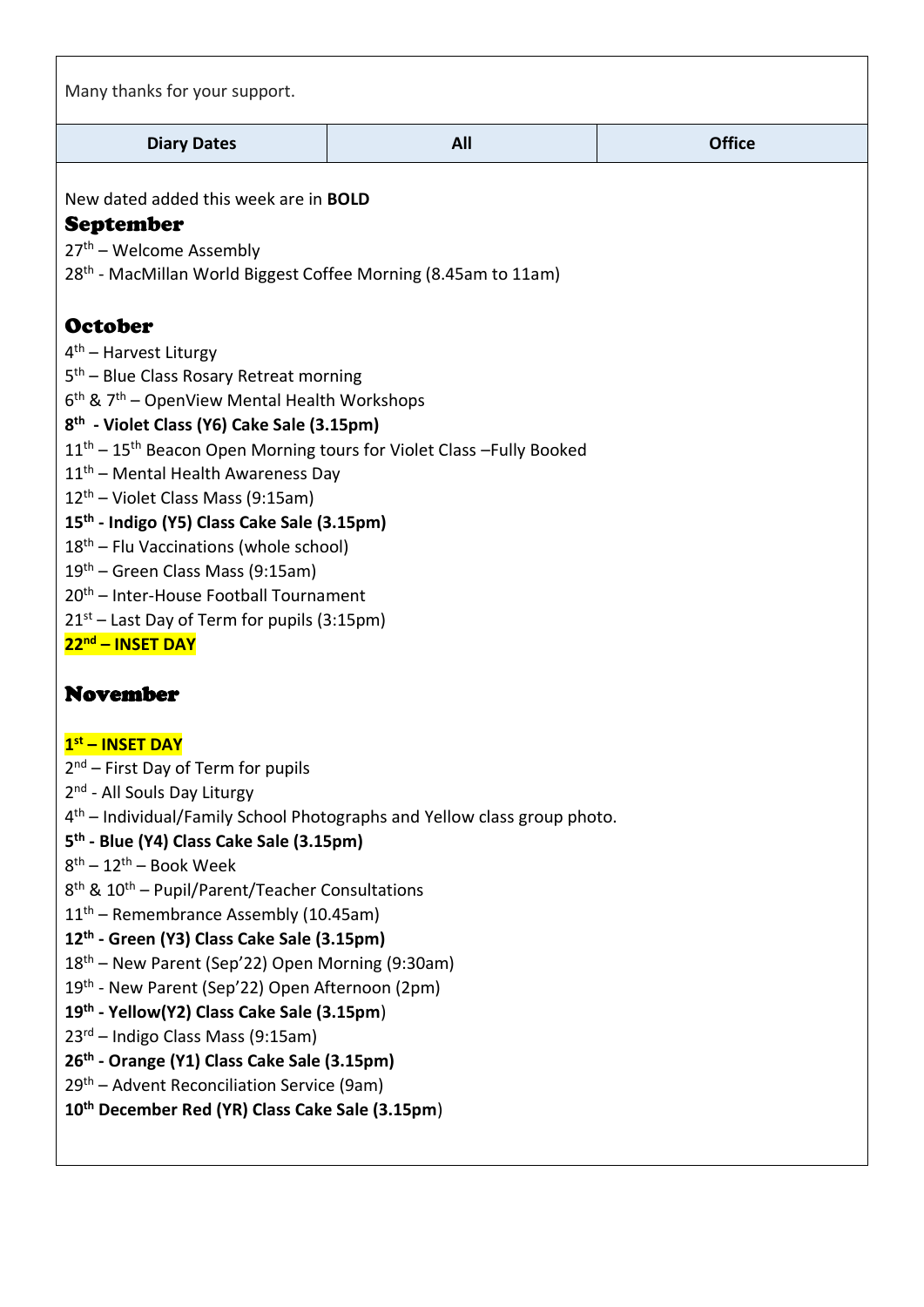Many thanks for your support.

| Diary Dates | All | Office |
| --- | --- | --- |

New dated added this week are in **BOLD**

## September

27th – Welcome Assembly
28th - MacMillan World Biggest Coffee Morning (8.45am to 11am)

## October

4th – Harvest Liturgy
5th – Blue Class Rosary Retreat morning
6th & 7th – OpenView Mental Health Workshops
**8th - Violet Class (Y6) Cake Sale (3.15pm)**
11th – 15th Beacon Open Morning tours for Violet Class –Fully Booked
11th – Mental Health Awareness Day
12th – Violet Class Mass (9:15am)
**15th - Indigo (Y5) Class Cake Sale (3.15pm)**
18th – Flu Vaccinations (whole school)
19th – Green Class Mass (9:15am)
20th – Inter-House Football Tournament
21st – Last Day of Term for pupils (3:15pm)
**22nd – INSET DAY**

## November

**1st – INSET DAY**
2nd – First Day of Term for pupils
2nd - All Souls Day Liturgy
4th – Individual/Family School Photographs and Yellow class group photo.
**5th - Blue (Y4) Class Cake Sale (3.15pm)**
8th – 12th – Book Week
8th & 10th – Pupil/Parent/Teacher Consultations
11th – Remembrance Assembly (10.45am)
**12th - Green (Y3) Class Cake Sale (3.15pm)**
18th – New Parent (Sep'22) Open Morning (9:30am)
19th - New Parent (Sep'22) Open Afternoon (2pm)
**19th - Yellow(Y2) Class Cake Sale (3.15pm**)
23rd – Indigo Class Mass (9:15am)
**26th - Orange (Y1) Class Cake Sale (3.15pm)**
29th – Advent Reconciliation Service (9am)
**10th December Red (YR) Class Cake Sale (3.15pm**)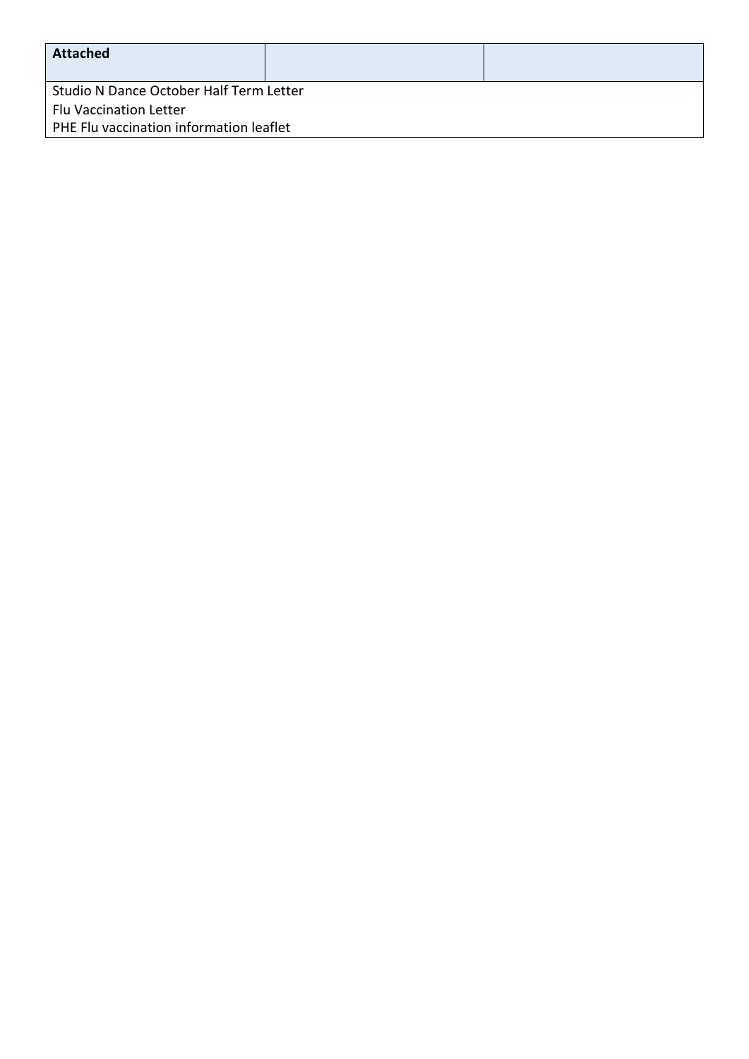| Attached | | |
|---|---|---|
| Studio N Dance October Half Term Letter<br>Flu Vaccination Letter<br>PHE Flu vaccination information leaflet | | |